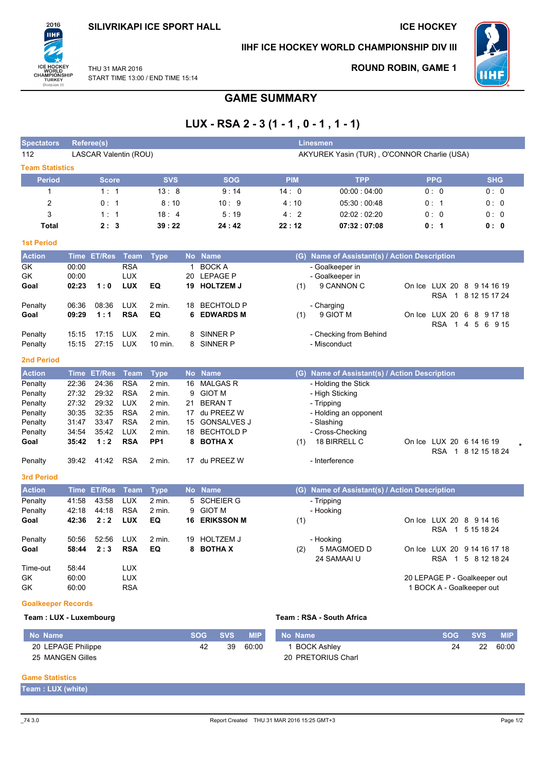SILIVRIKAPI ICE SPORT HALL

ICE HOCKEY

IIHF ICE HOCKEY WORLD CHAMPIONSHIP DIV III

THU 31 MAR 2016
START TIME 13:00 / END TIME 15:14

ROUND ROBIN, GAME 1

# GAME SUMMARY

## LUX - RSA 2 - 3 (1 - 1 , 0 - 1 , 1 - 1)

| Spectators | Referee(s) | Linesmen |
|---|---|---|
| 112 | LASCAR Valentin (ROU) | AKYUREK Yasin (TUR) , O'CONNOR Charlie (USA) |

### Team Statistics

| Period | Score | SVS | SOG | PIM | TPP | PPG | SHG |
|---|---|---|---|---|---|---|---|
| 1 | 1 : 1 | 13 : 8 | 9 : 14 | 14 : 0 | 00:00 : 04:00 | 0 : 0 | 0 : 0 |
| 2 | 0 : 1 | 8 : 10 | 10 : 9 | 4 : 10 | 05:30 : 00:48 | 0 : 1 | 0 : 0 |
| 3 | 1 : 1 | 18 : 4 | 5 : 19 | 4 : 2 | 02:02 : 02:20 | 0 : 0 | 0 : 0 |
| **Total** | **2 : 3** | **39 : 22** | **24 : 42** | **22 : 12** | **07:32 : 07:08** | **0 : 1** | **0 : 0** |

### 1st Period

| Action | Time | ET/Res | Team | Type | No | Name | (G) | Name of Assistant(s) / Action Description | |
|---|---|---|---|---|---|---|---|---|---|
| GK | 00:00 | | RSA | | 1 | BOCK A | | - Goalkeeper in | |
| GK | 00:00 | | LUX | | 20 | LEPAGE P | | - Goalkeeper in | |
| **Goal** | **02:23** | **1 : 0** | **LUX** | **EQ** | **19** | **HOLTZEM J** | (1) | 9 CANNON C | On Ice LUX 20 8 9 14 16 19<br>RSA 1 8 12 15 17 24 |
| Penalty | 06:36 | 08:36 | LUX | 2 min. | 18 | BECHTOLD P | | - Charging | |
| **Goal** | **09:29** | **1 : 1** | **RSA** | **EQ** | **6** | **EDWARDS M** | (1) | 9 GIOT M | On Ice LUX 20 6 8 9 17 18<br>RSA 1 4 5 6 9 15 |
| Penalty | 15:15 | 17:15 | LUX | 2 min. | 8 | SINNER P | | - Checking from Behind | |
| Penalty | 15:15 | 27:15 | LUX | 10 min. | 8 | SINNER P | | - Misconduct | |

### 2nd Period

| Action | Time | ET/Res | Team | Type | No | Name | (G) | Name of Assistant(s) / Action Description | |
|---|---|---|---|---|---|---|---|---|---|
| Penalty | 22:36 | 24:36 | RSA | 2 min. | 16 | MALGAS R | | - Holding the Stick | |
| Penalty | 27:32 | 29:32 | RSA | 2 min. | 9 | GIOT M | | - High Sticking | |
| Penalty | 27:32 | 29:32 | LUX | 2 min. | 21 | BERAN T | | - Tripping | |
| Penalty | 30:35 | 32:35 | RSA | 2 min. | 17 | du PREEZ W | | - Holding an opponent | |
| Penalty | 31:47 | 33:47 | RSA | 2 min. | 15 | GONSALVES J | | - Slashing | |
| Penalty | 34:54 | 35:42 | LUX | 2 min. | 18 | BECHTOLD P | | - Cross-Checking | |
| **Goal** | **35:42** | **1 : 2** | **RSA** | **PP1** | **8** | **BOTHA X** | (1) | 18 BIRRELL C | On Ice LUX 20 6 14 16 19<br>RSA 1 8 12 15 18 24 * |
| Penalty | 39:42 | 41:42 | RSA | 2 min. | 17 | du PREEZ W | | - Interference | |

### 3rd Period

| Action | Time | ET/Res | Team | Type | No | Name | (G) | Name of Assistant(s) / Action Description | |
|---|---|---|---|---|---|---|---|---|---|
| Penalty | 41:58 | 43:58 | LUX | 2 min. | 5 | SCHEIER G | | - Tripping | |
| Penalty | 42:18 | 44:18 | RSA | 2 min. | 9 | GIOT M | | - Hooking | |
| **Goal** | **42:36** | **2 : 2** | **LUX** | **EQ** | **16** | **ERIKSSON M** | (1) | | On Ice LUX 20 8 9 14 16<br>RSA 1 5 15 18 24 |
| Penalty | 50:56 | 52:56 | LUX | 2 min. | 19 | HOLTZEM J | | - Hooking | |
| **Goal** | **58:44** | **2 : 3** | **RSA** | **EQ** | **8** | **BOTHA X** | (2) | 5 MAGMOED D<br>24 SAMAAI U | On Ice LUX 20 9 14 16 17 18<br>RSA 1 5 8 12 18 24 |
| Time-out | 58:44 | | LUX | | | | | | |
| GK | 60:00 | | LUX | | | | | | 20 LEPAGE P - Goalkeeper out |
| GK | 60:00 | | RSA | | | | | | 1 BOCK A - Goalkeeper out |

### Goalkeeper Records

**Team : LUX - Luxembourg**

| No | Name | SOG | SVS | MIP |
|---|---|---|---|---|
| 20 | LEPAGE Philippe | 42 | 39 | 60:00 |
| 25 | MANGEN Gilles | | | |

**Team : RSA - South Africa**

| No | Name | SOG | SVS | MIP |
|---|---|---|---|---|
| 1 | BOCK Ashley | 24 | 22 | 60:00 |
| 20 | PRETORIUS Charl | | | |

### Game Statistics

**Team : LUX (white)**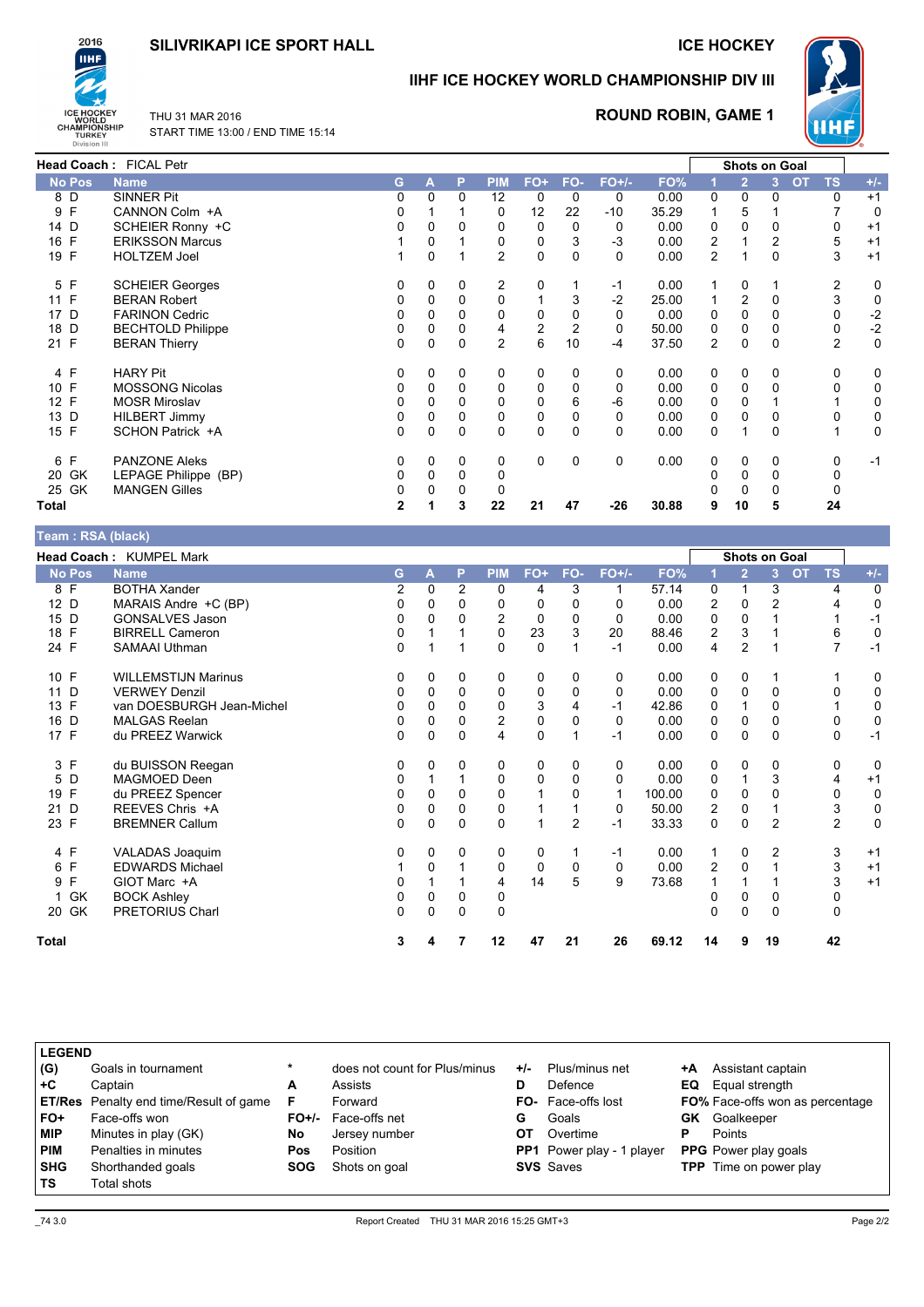# SILIVRIKAPI ICE SPORT HALL

**ICE HOCKEY**

## IIHF ICE HOCKEY WORLD CHAMPIONSHIP DIV III

THU 31 MAR 2016
START TIME 13:00 / END TIME 15:14

**ROUND ROBIN, GAME 1**

**Head Coach :** FICAL Petr

| No | Pos | Name | G | A | P | PIM | FO+ | FO- | FO+/- | FO% | Shots on Goal 1 | 2 | 3 | OT | TS | +/- |
|---|---|---|---|---|---|---|---|---|---|---|---|---|---|---|---|---|
| 8 | D | SINNER Pit | 0 | 0 | 0 | 12 | 0 | 0 | 0 | 0.00 | 0 | 0 | 0 | | 0 | +1 |
| 9 | F | CANNON Colm +A | 0 | 1 | 1 | 0 | 12 | 22 | -10 | 35.29 | 1 | 5 | 1 | | 7 | 0 |
| 14 | D | SCHEIER Ronny +C | 0 | 0 | 0 | 0 | 0 | 0 | 0 | 0.00 | 0 | 0 | 0 | | 0 | +1 |
| 16 | F | ERIKSSON Marcus | 1 | 0 | 1 | 0 | 0 | 3 | -3 | 0.00 | 2 | 1 | 2 | | 5 | +1 |
| 19 | F | HOLTZEM Joel | 1 | 0 | 1 | 2 | 0 | 0 | 0 | 0.00 | 2 | 1 | 0 | | 3 | +1 |
| 5 | F | SCHEIER Georges | 0 | 0 | 0 | 2 | 0 | 1 | -1 | 0.00 | 1 | 0 | 1 | | 2 | 0 |
| 11 | F | BERAN Robert | 0 | 0 | 0 | 0 | 1 | 3 | -2 | 25.00 | 1 | 2 | 0 | | 3 | 0 |
| 17 | D | FARINON Cedric | 0 | 0 | 0 | 0 | 0 | 0 | 0 | 0.00 | 0 | 0 | 0 | | 0 | -2 |
| 18 | D | BECHTOLD Philippe | 0 | 0 | 0 | 4 | 2 | 2 | 0 | 50.00 | 0 | 0 | 0 | | 0 | -2 |
| 21 | F | BERAN Thierry | 0 | 0 | 0 | 2 | 6 | 10 | -4 | 37.50 | 2 | 0 | 0 | | 2 | 0 |
| 4 | F | HARY Pit | 0 | 0 | 0 | 0 | 0 | 0 | 0 | 0.00 | 0 | 0 | 0 | | 0 | 0 |
| 10 | F | MOSSONG Nicolas | 0 | 0 | 0 | 0 | 0 | 0 | 0 | 0.00 | 0 | 0 | 0 | | 0 | 0 |
| 12 | F | MOSR Miroslav | 0 | 0 | 0 | 0 | 0 | 6 | -6 | 0.00 | 0 | 0 | 1 | | 1 | 0 |
| 13 | D | HILBERT Jimmy | 0 | 0 | 0 | 0 | 0 | 0 | 0 | 0.00 | 0 | 0 | 0 | | 0 | 0 |
| 15 | F | SCHON Patrick +A | 0 | 0 | 0 | 0 | 0 | 0 | 0 | 0.00 | 0 | 1 | 0 | | 1 | 0 |
| 6 | F | PANZONE Aleks | 0 | 0 | 0 | 0 | 0 | 0 | 0 | 0.00 | 0 | 0 | 0 | | 0 | -1 |
| 20 | GK | LEPAGE Philippe (BP) | 0 | 0 | 0 | 0 | | | | | 0 | 0 | 0 | | 0 | |
| 25 | GK | MANGEN Gilles | 0 | 0 | 0 | 0 | | | | | 0 | 0 | 0 | | 0 | |
| **Total** | | | **2** | **1** | **3** | **22** | **21** | **47** | **-26** | **30.88** | **9** | **10** | **5** | | **24** | |

**Team : RSA (black)**

**Head Coach :** KUMPEL Mark

| No | Pos | Name | G | A | P | PIM | FO+ | FO- | FO+/- | FO% | Shots on Goal 1 | 2 | 3 | OT | TS | +/- |
|---|---|---|---|---|---|---|---|---|---|---|---|---|---|---|---|---|
| 8 | F | BOTHA Xander | 2 | 0 | 2 | 0 | 4 | 3 | 1 | 57.14 | 0 | 1 | 3 | | 4 | 0 |
| 12 | D | MARAIS Andre +C (BP) | 0 | 0 | 0 | 0 | 0 | 0 | 0 | 0.00 | 2 | 0 | 2 | | 4 | 0 |
| 15 | D | GONSALVES Jason | 0 | 0 | 0 | 2 | 0 | 0 | 0 | 0.00 | 0 | 0 | 1 | | 1 | -1 |
| 18 | F | BIRRELL Cameron | 0 | 1 | 1 | 0 | 23 | 3 | 20 | 88.46 | 2 | 3 | 1 | | 6 | 0 |
| 24 | F | SAMAAI Uthman | 0 | 1 | 1 | 0 | 0 | 1 | -1 | 0.00 | 4 | 2 | 1 | | 7 | -1 |
| 10 | F | WILLEMSTIJN Marinus | 0 | 0 | 0 | 0 | 0 | 0 | 0 | 0.00 | 0 | 0 | 1 | | 1 | 0 |
| 11 | D | VERWEY Denzil | 0 | 0 | 0 | 0 | 0 | 0 | 0 | 0.00 | 0 | 0 | 0 | | 0 | 0 |
| 13 | F | van DOESBURGH Jean-Michel | 0 | 0 | 0 | 0 | 3 | 4 | -1 | 42.86 | 0 | 1 | 0 | | 1 | 0 |
| 16 | D | MALGAS Reelan | 0 | 0 | 0 | 2 | 0 | 0 | 0 | 0.00 | 0 | 0 | 0 | | 0 | 0 |
| 17 | F | du PREEZ Warwick | 0 | 0 | 0 | 4 | 0 | 1 | -1 | 0.00 | 0 | 0 | 0 | | 0 | -1 |
| 3 | F | du BUISSON Reegan | 0 | 0 | 0 | 0 | 0 | 0 | 0 | 0.00 | 0 | 0 | 0 | | 0 | 0 |
| 5 | D | MAGMOED Deen | 0 | 1 | 1 | 0 | 0 | 0 | 0 | 0.00 | 0 | 1 | 3 | | 4 | +1 |
| 19 | F | du PREEZ Spencer | 0 | 0 | 0 | 0 | 1 | 0 | 1 | 100.00 | 0 | 0 | 0 | | 0 | 0 |
| 21 | D | REEVES Chris +A | 0 | 0 | 0 | 0 | 1 | 1 | 0 | 50.00 | 2 | 0 | 1 | | 3 | 0 |
| 23 | F | BREMNER Callum | 0 | 0 | 0 | 0 | 1 | 2 | -1 | 33.33 | 0 | 0 | 2 | | 2 | 0 |
| 4 | F | VALADAS Joaquim | 0 | 0 | 0 | 0 | 0 | 1 | -1 | 0.00 | 1 | 0 | 2 | | 3 | +1 |
| 6 | F | EDWARDS Michael | 1 | 0 | 1 | 0 | 0 | 0 | 0 | 0.00 | 2 | 0 | 1 | | 3 | +1 |
| 9 | F | GIOT Marc +A | 0 | 1 | 1 | 4 | 14 | 5 | 9 | 73.68 | 1 | 1 | 1 | | 3 | +1 |
| 1 | GK | BOCK Ashley | 0 | 0 | 0 | 0 | | | | | 0 | 0 | 0 | | 0 | |
| 20 | GK | PRETORIUS Charl | 0 | 0 | 0 | 0 | | | | | 0 | 0 | 0 | | 0 | |
| **Total** | | | **3** | **4** | **7** | **12** | **47** | **21** | **26** | **69.12** | **14** | **9** | **19** | | **42** | |

**LEGEND**

| | | | | | | | |
|---|---|---|---|---|---|---|---|
| (G) | Goals in tournament | * | does not count for Plus/minus | +/- | Plus/minus net | +A | Assistant captain |
| +C | Captain | A | Assists | D | Defence | EQ | Equal strength |
| ET/Res | Penalty end time/Result of game | F | Forward | FO- | Face-offs lost | FO% | Face-offs won as percentage |
| FO+ | Face-offs won | FO+/- | Face-offs net | G | Goals | GK | Goalkeeper |
| MIP | Minutes in play (GK) | No | Jersey number | OT | Overtime | P | Points |
| PIM | Penalties in minutes | Pos | Position | PP1 | Power play - 1 player | PPG | Power play goals |
| SHG | Shorthanded goals | SOG | Shots on goal | SVS | Saves | TPP | Time on power play |
| TS | Total shots | | | | | | |

_74 3.0 Report Created THU 31 MAR 2016 15:25 GMT+3